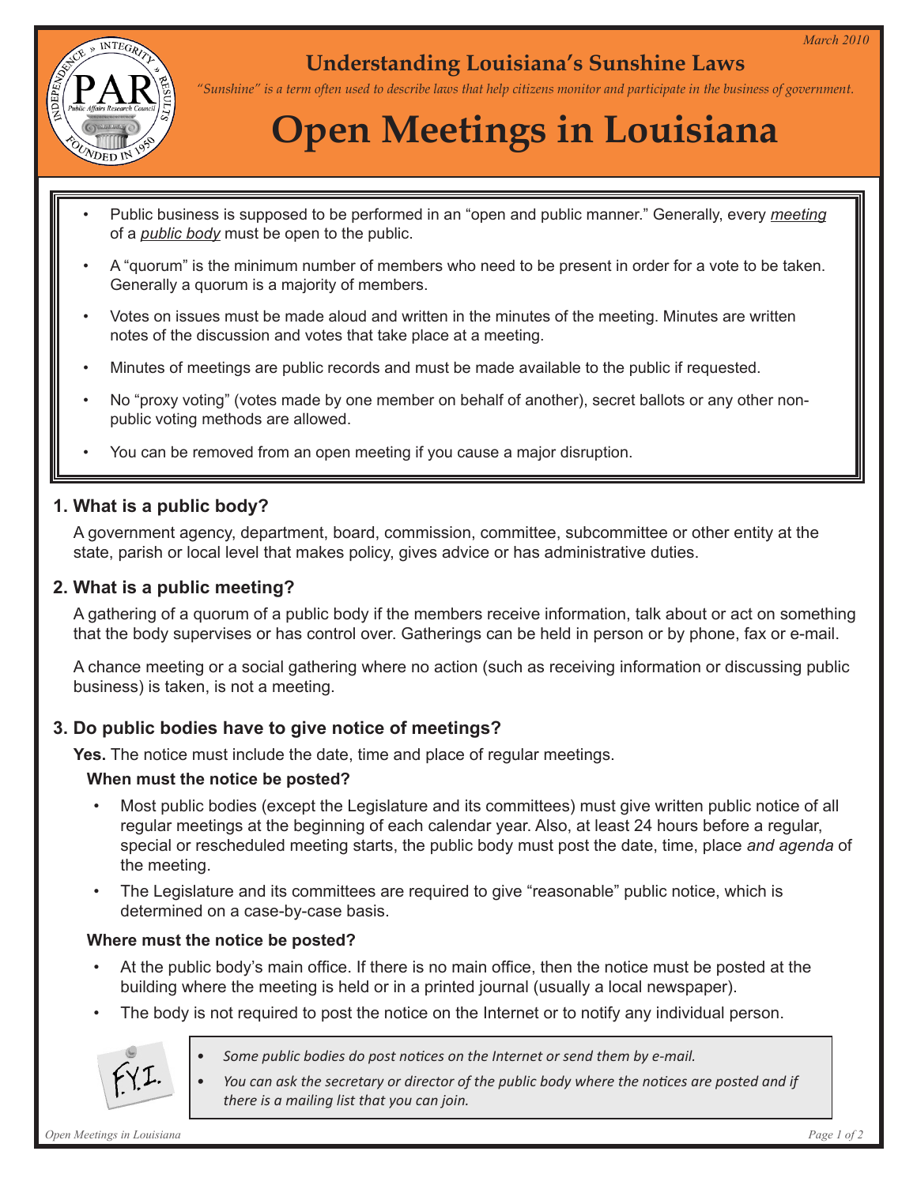March 2010

## Understanding Louisiana's Sunshine Laws

*"Sunshine" is a term often used to describe laws that help citizens monitor and participate in the business of government.*

# Open Meetings in Louisiana

- Public business is supposed to be performed in an "open and public manner." Generally, every *meeting* of a *public body* must be open to the public.
- A "quorum" is the minimum number of members who need to be present in order for a vote to be taken. Generally a quorum is a majority of members.
- Votes on issues must be made aloud and written in the minutes of the meeting. Minutes are written notes of the discussion and votes that take place at a meeting.
- Minutes of meetings are public records and must be made available to the public if requested.
- No "proxy voting" (votes made by one member on behalf of another), secret ballots or any other non-public voting methods are allowed.
- You can be removed from an open meeting if you cause a major disruption.

### 1. What is a public body?

A government agency, department, board, commission, committee, subcommittee or other entity at the state, parish or local level that makes policy, gives advice or has administrative duties.

### 2. What is a public meeting?

A gathering of a quorum of a public body if the members receive information, talk about or act on something that the body supervises or has control over. Gatherings can be held in person or by phone, fax or e-mail.

A chance meeting or a social gathering where no action (such as receiving information or discussing public business) is taken, is not a meeting.

### 3. Do public bodies have to give notice of meetings?

**Yes.** The notice must include the date, time and place of regular meetings.

**When must the notice be posted?**

- Most public bodies (except the Legislature and its committees) must give written public notice of all regular meetings at the beginning of each calendar year. Also, at least 24 hours before a regular, special or rescheduled meeting starts, the public body must post the date, time, place *and agenda* of the meeting.
- The Legislature and its committees are required to give "reasonable" public notice, which is determined on a case-by-case basis.

**Where must the notice be posted?**

- At the public body's main office. If there is no main office, then the notice must be posted at the building where the meeting is held or in a printed journal (usually a local newspaper).
- The body is not required to post the notice on the Internet or to notify any individual person.

F.Y.I.

- *Some public bodies do post notices on the Internet or send them by e-mail.*
- *You can ask the secretary or director of the public body where the notices are posted and if there is a mailing list that you can join.*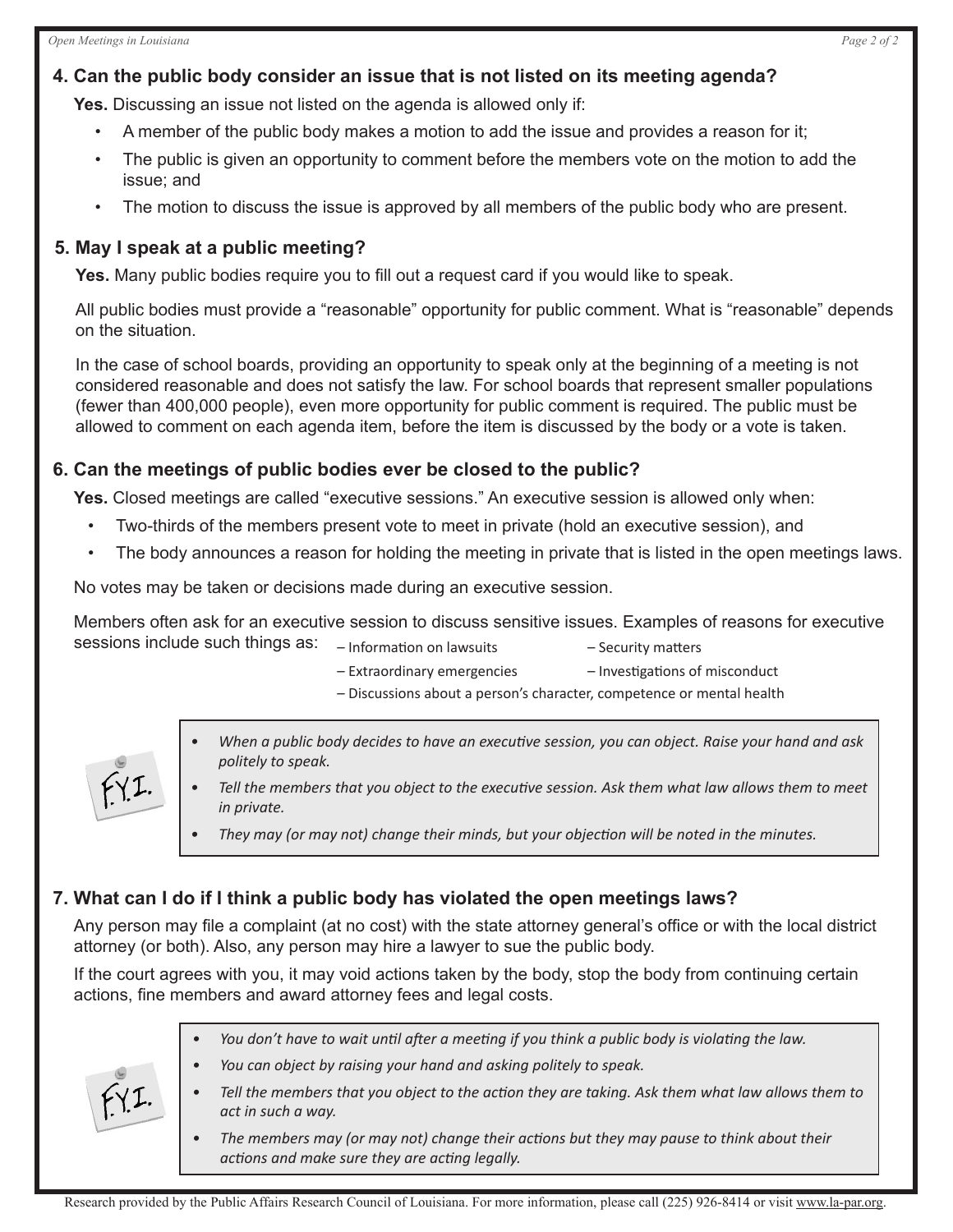## 4. Can the public body consider an issue that is not listed on its meeting agenda?

**Yes.** Discussing an issue not listed on the agenda is allowed only if:

- A member of the public body makes a motion to add the issue and provides a reason for it;
- The public is given an opportunity to comment before the members vote on the motion to add the issue; and
- The motion to discuss the issue is approved by all members of the public body who are present.

## 5. May I speak at a public meeting?

**Yes.** Many public bodies require you to fill out a request card if you would like to speak.

All public bodies must provide a "reasonable" opportunity for public comment. What is "reasonable" depends on the situation.

In the case of school boards, providing an opportunity to speak only at the beginning of a meeting is not considered reasonable and does not satisfy the law. For school boards that represent smaller populations (fewer than 400,000 people), even more opportunity for public comment is required. The public must be allowed to comment on each agenda item, before the item is discussed by the body or a vote is taken.

## 6. Can the meetings of public bodies ever be closed to the public?

**Yes.** Closed meetings are called "executive sessions." An executive session is allowed only when:

- Two-thirds of the members present vote to meet in private (hold an executive session), and
- The body announces a reason for holding the meeting in private that is listed in the open meetings laws.

No votes may be taken or decisions made during an executive session.

Members often ask for an executive session to discuss sensitive issues. Examples of reasons for executive sessions include such things as:

- Information on lawsuits
- Security matters
- Extraordinary emergencies
- Investigations of misconduct
- Discussions about a person's character, competence or mental health

F.Y.I.

- *When a public body decides to have an executive session, you can object. Raise your hand and ask politely to speak.*
- *Tell the members that you object to the executive session. Ask them what law allows them to meet in private.*
- *They may (or may not) change their minds, but your objection will be noted in the minutes.*

## 7. What can I do if I think a public body has violated the open meetings laws?

Any person may file a complaint (at no cost) with the state attorney general's office or with the local district attorney (or both). Also, any person may hire a lawyer to sue the public body.

If the court agrees with you, it may void actions taken by the body, stop the body from continuing certain actions, fine members and award attorney fees and legal costs.

F.Y.I.

- *You don't have to wait until after a meeting if you think a public body is violating the law.*
- *You can object by raising your hand and asking politely to speak.*
- *Tell the members that you object to the action they are taking. Ask them what law allows them to act in such a way.*
- *The members may (or may not) change their actions but they may pause to think about their actions and make sure they are acting legally.*

Research provided by the Public Affairs Research Council of Louisiana. For more information, please call (225) 926-8414 or visit www.la-par.org.